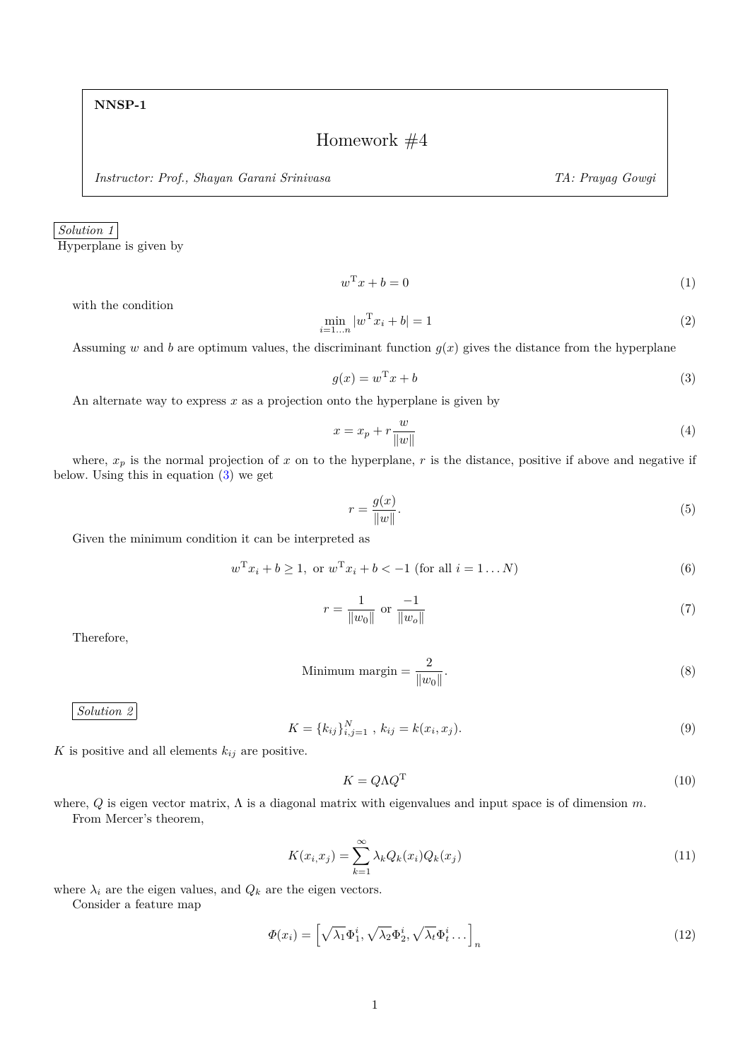**NNSP-1**

# Homework #4

*Instructor: Prof., Shayan Garani Srinivasa* *TA: Prayag Gowgi*

*Solution 1*

Hyperplane is given by

$$w^{\mathrm{T}}x + b = 0 \tag{1}$$

with the condition

$$\min_{i=1\ldots n} |w^{\mathrm{T}}x_i + b| = 1 \tag{2}$$

Assuming $w$ and $b$ are optimum values, the discriminant function $g(x)$ gives the distance from the hyperplane

$$g(x) = w^{\mathrm{T}}x + b \tag{3}$$

An alternate way to express $x$ as a projection onto the hyperplane is given by

$$x = x_p + r\frac{w}{\|w\|} \tag{4}$$

where, $x_p$ is the normal projection of $x$ on to the hyperplane, $r$ is the distance, positive if above and negative if below. Using this in equation (3) we get

$$r = \frac{g(x)}{\|w\|}. \tag{5}$$

Given the minimum condition it can be interpreted as

$$w^{\mathrm{T}}x_i + b \geq 1, \text{ or } w^{\mathrm{T}}x_i + b < -1 \text{ (for all } i = 1 \ldots N) \tag{6}$$

$$r = \frac{1}{\|w_0\|} \text{ or } \frac{-1}{\|w_o\|} \tag{7}$$

Therefore,

$$\text{Minimum margin} = \frac{2}{\|w_0\|}. \tag{8}$$

*Solution 2*

$$K = \{k_{ij}\}_{i,j=1}^{N}\ ,\ k_{ij} = k(x_i, x_j). \tag{9}$$

$K$ is positive and all elements $k_{ij}$ are positive.

$$K = Q\Lambda Q^{\mathrm{T}} \tag{10}$$

where, $Q$ is eigen vector matrix, $\Lambda$ is a diagonal matrix with eigenvalues and input space is of dimension $m$.

From Mercer's theorem,

$$K(x_i, x_j) = \sum_{k=1}^{\infty} \lambda_k Q_k(x_i) Q_k(x_j) \tag{11}$$

where $\lambda_i$ are the eigen values, and $Q_k$ are the eigen vectors.

Consider a feature map

$$\Phi(x_i) = \left[\sqrt{\lambda_1}\Phi_1^i, \sqrt{\lambda_2}\Phi_2^i, \sqrt{\lambda_t}\Phi_t^i \ldots\right]_n \tag{12}$$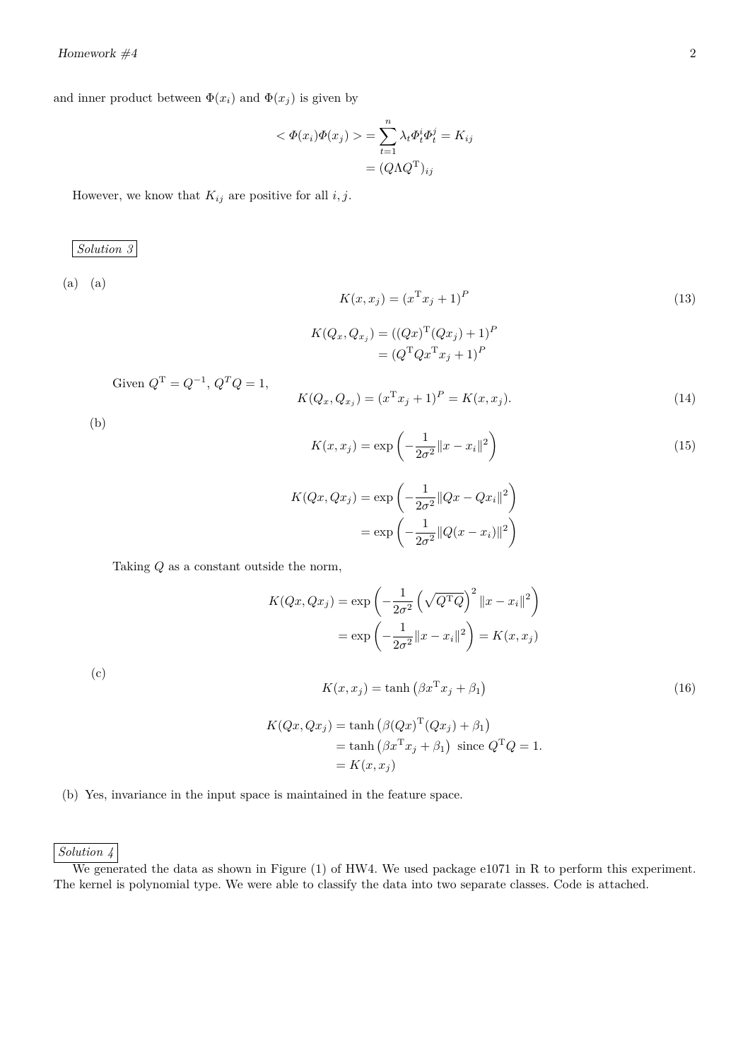and inner product between $\Phi(x_i)$ and $\Phi(x_j)$ is given by

$$
\begin{aligned}
< \Phi(x_i)\Phi(x_j) > &= \sum_{t=1}^{n} \lambda_t \Phi_t^i \Phi_t^j = K_{ij} \\
&= (Q\Lambda Q^{\mathrm{T}})_{ij}
\end{aligned}
$$

However, we know that $K_{ij}$ are positive for all $i, j$.

*Solution 3*

(a) (a)

$$
K(x, x_j) = (x^{\mathrm{T}} x_j + 1)^P \tag{13}
$$

$$
\begin{aligned}
K(Q_x, Q_{x_j}) &= ((Qx)^{\mathrm{T}}(Qx_j) + 1)^P \\
&= (Q^{\mathrm{T}} Q x^{\mathrm{T}} x_j + 1)^P
\end{aligned}
$$

Given $Q^{\mathrm{T}} = Q^{-1}$, $Q^T Q = 1$,

$$
K(Q_x, Q_{x_j}) = (x^{\mathrm{T}} x_j + 1)^P = K(x, x_j). \tag{14}
$$

(b)

$$
K(x, x_j) = \exp\left(-\frac{1}{2\sigma^2}\|x - x_i\|^2\right) \tag{15}
$$

$$
\begin{aligned}
K(Qx, Qx_j) &= \exp\left(-\frac{1}{2\sigma^2}\|Qx - Qx_i\|^2\right) \\
&= \exp\left(-\frac{1}{2\sigma^2}\|Q(x - x_i)\|^2\right)
\end{aligned}
$$

Taking $Q$ as a constant outside the norm,

$$
\begin{aligned}
K(Qx, Qx_j) &= \exp\left(-\frac{1}{2\sigma^2}\left(\sqrt{Q^{\mathrm{T}}Q}\right)^2 \|x - x_i\|^2\right) \\
&= \exp\left(-\frac{1}{2\sigma^2}\|x - x_i\|^2\right) = K(x, x_j)
\end{aligned}
$$

(c)

$$
K(x, x_j) = \tanh\left(\beta x^{\mathrm{T}} x_j + \beta_1\right) \tag{16}
$$

$$
\begin{aligned}
K(Qx, Qx_j) &= \tanh\left(\beta (Qx)^{\mathrm{T}}(Qx_j) + \beta_1\right) \\
&= \tanh\left(\beta x^{\mathrm{T}} x_j + \beta_1\right) \text{ since } Q^{\mathrm{T}}Q = 1. \\
&= K(x, x_j)
\end{aligned}
$$

(b) Yes, invariance in the input space is maintained in the feature space.

*Solution 4*

We generated the data as shown in Figure (1) of HW4. We used package e1071 in R to perform this experiment. The kernel is polynomial type. We were able to classify the data into two separate classes. Code is attached.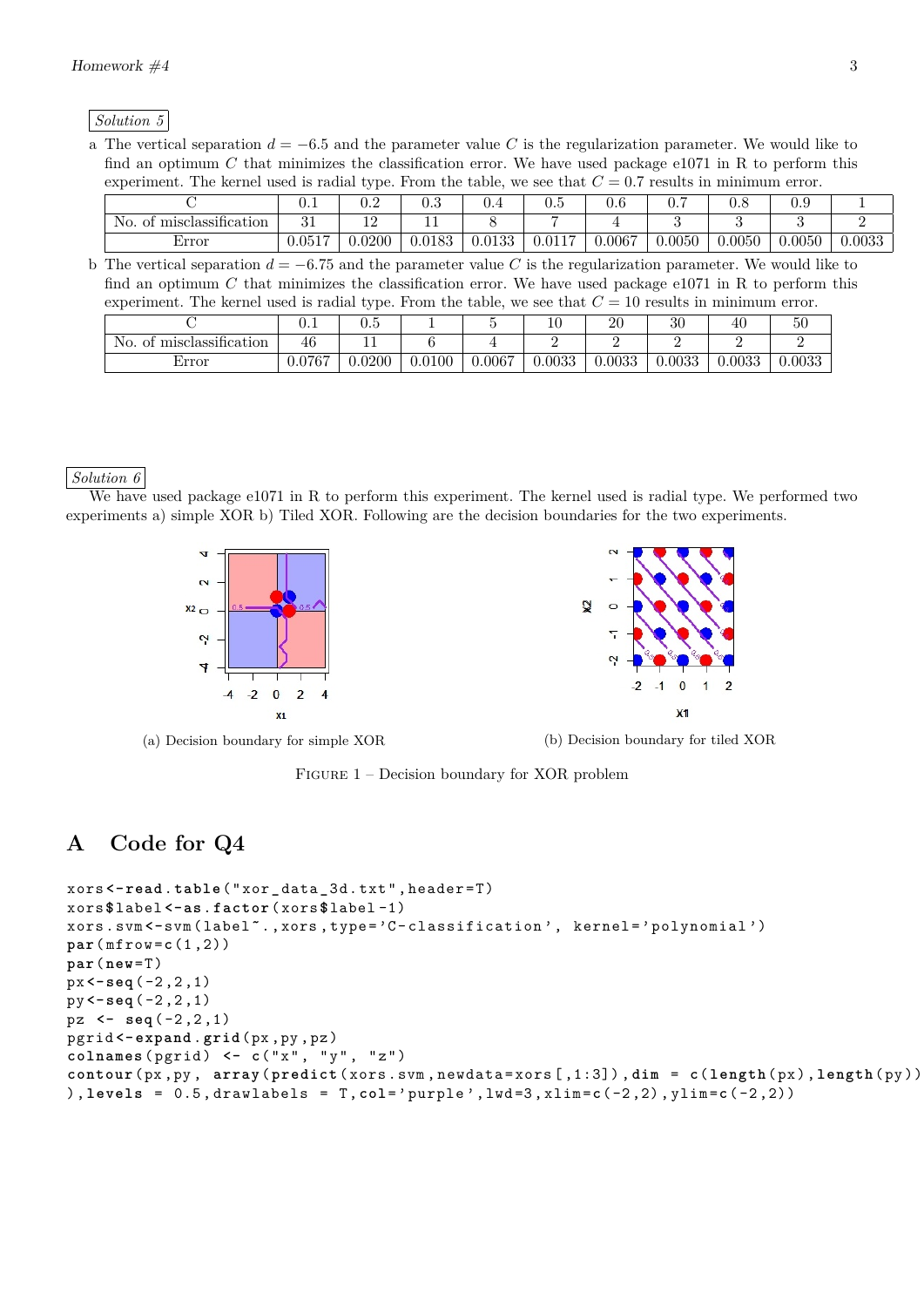Solution 5

a The vertical separation $d = -6.5$ and the parameter value $C$ is the regularization parameter. We would like to find an optimum $C$ that minimizes the classification error. We have used package e1071 in R to perform this experiment. The kernel used is radial type. From the table, we see that $C = 0.7$ results in minimum error.

| C | 0.1 | 0.2 | 0.3 | 0.4 | 0.5 | 0.6 | 0.7 | 0.8 | 0.9 | 1 |
|---|---|---|---|---|---|---|---|---|---|---|
| No. of misclassification | 31 | 12 | 11 | 8 | 7 | 4 | 3 | 3 | 3 | 2 |
| Error | 0.0517 | 0.0200 | 0.0183 | 0.0133 | 0.0117 | 0.0067 | 0.0050 | 0.0050 | 0.0050 | 0.0033 |

b The vertical separation $d = -6.75$ and the parameter value $C$ is the regularization parameter. We would like to find an optimum $C$ that minimizes the classification error. We have used package e1071 in R to perform this experiment. The kernel used is radial type. From the table, we see that $C = 10$ results in minimum error.

| C | 0.1 | 0.5 | 1 | 5 | 10 | 20 | 30 | 40 | 50 |
|---|---|---|---|---|---|---|---|---|---|
| No. of misclassification | 46 | 11 | 6 | 4 | 2 | 2 | 2 | 2 | 2 |
| Error | 0.0767 | 0.0200 | 0.0100 | 0.0067 | 0.0033 | 0.0033 | 0.0033 | 0.0033 | 0.0033 |

Solution 6

We have used package e1071 in R to perform this experiment. The kernel used is radial type. We performed two experiments a) simple XOR b) Tiled XOR. Following are the decision boundaries for the two experiments.

(a) Decision boundary for simple XOR

(b) Decision boundary for tiled XOR

Figure 1 – Decision boundary for XOR problem

# A Code for Q4

```
xors<-read.table("xor_data_3d.txt",header=T)
xors$label<-as.factor(xors$label-1)
xors.svm<-svm(label~.,xors,type='C-classification', kernel='polynomial')
par(mfrow=c(1,2))
par(new=T)
px<-seq(-2,2,1)
py<-seq(-2,2,1)
pz <- seq(-2,2,1)
pgrid<-expand.grid(px,py,pz)
colnames(pgrid) <- c("x", "y", "z")
contour(px,py, array(predict(xors.svm,newdata=xors[,1:3]),dim = c(length(px),length(py))
),levels = 0.5,drawlabels = T,col='purple',lwd=3,xlim=c(-2,2),ylim=c(-2,2))
```